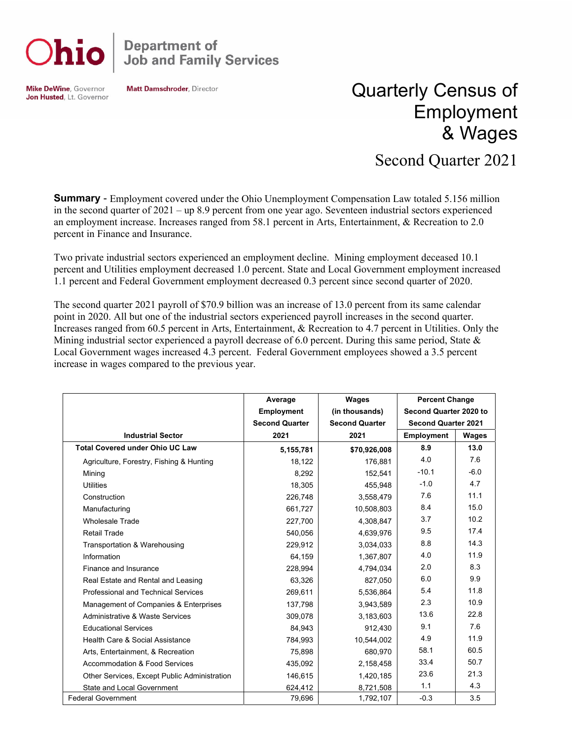Ohio Department of Job and Family Services

Mike DeWine, Governor
Jon Husted, Lt. Governor

Matt Damschroder, Director

# Quarterly Census of Employment & Wages

## Second Quarter 2021

**Summary** - Employment covered under the Ohio Unemployment Compensation Law totaled 5.156 million in the second quarter of 2021 – up 8.9 percent from one year ago. Seventeen industrial sectors experienced an employment increase. Increases ranged from 58.1 percent in Arts, Entertainment, & Recreation to 2.0 percent in Finance and Insurance.

Two private industrial sectors experienced an employment decline. Mining employment deceased 10.1 percent and Utilities employment decreased 1.0 percent. State and Local Government employment increased 1.1 percent and Federal Government employment decreased 0.3 percent since second quarter of 2020.

The second quarter 2021 payroll of $70.9 billion was an increase of 13.0 percent from its same calendar point in 2020. All but one of the industrial sectors experienced payroll increases in the second quarter. Increases ranged from 60.5 percent in Arts, Entertainment, & Recreation to 4.7 percent in Utilities. Only the Mining industrial sector experienced a payroll decrease of 6.0 percent. During this same period, State & Local Government wages increased 4.3 percent. Federal Government employees showed a 3.5 percent increase in wages compared to the previous year.

| Industrial Sector | Average Employment Second Quarter 2021 | Wages (in thousands) Second Quarter 2021 | Percent Change Second Quarter 2020 to Second Quarter 2021 | |
|---|---|---|---|---|
| | | | Employment | Wages |
| **Total Covered under Ohio UC Law** | **5,155,781** | **$70,926,008** | **8.9** | **13.0** |
| Agriculture, Forestry, Fishing & Hunting | 18,122 | 176,881 | 4.0 | 7.6 |
| Mining | 8,292 | 152,541 | -10.1 | -6.0 |
| Utilities | 18,305 | 455,948 | -1.0 | 4.7 |
| Construction | 226,748 | 3,558,479 | 7.6 | 11.1 |
| Manufacturing | 661,727 | 10,508,803 | 8.4 | 15.0 |
| Wholesale Trade | 227,700 | 4,308,847 | 3.7 | 10.2 |
| Retail Trade | 540,056 | 4,639,976 | 9.5 | 17.4 |
| Transportation & Warehousing | 229,912 | 3,034,033 | 8.8 | 14.3 |
| Information | 64,159 | 1,367,807 | 4.0 | 11.9 |
| Finance and Insurance | 228,994 | 4,794,034 | 2.0 | 8.3 |
| Real Estate and Rental and Leasing | 63,326 | 827,050 | 6.0 | 9.9 |
| Professional and Technical Services | 269,611 | 5,536,864 | 5.4 | 11.8 |
| Management of Companies & Enterprises | 137,798 | 3,943,589 | 2.3 | 10.9 |
| Administrative & Waste Services | 309,078 | 3,183,603 | 13.6 | 22.8 |
| Educational Services | 84,943 | 912,430 | 9.1 | 7.6 |
| Health Care & Social Assistance | 784,993 | 10,544,002 | 4.9 | 11.9 |
| Arts, Entertainment, & Recreation | 75,898 | 680,970 | 58.1 | 60.5 |
| Accommodation & Food Services | 435,092 | 2,158,458 | 33.4 | 50.7 |
| Other Services, Except Public Administration | 146,615 | 1,420,185 | 23.6 | 21.3 |
| State and Local Government | 624,412 | 8,721,508 | 1.1 | 4.3 |
| Federal Government | 79,696 | 1,792,107 | -0.3 | 3.5 |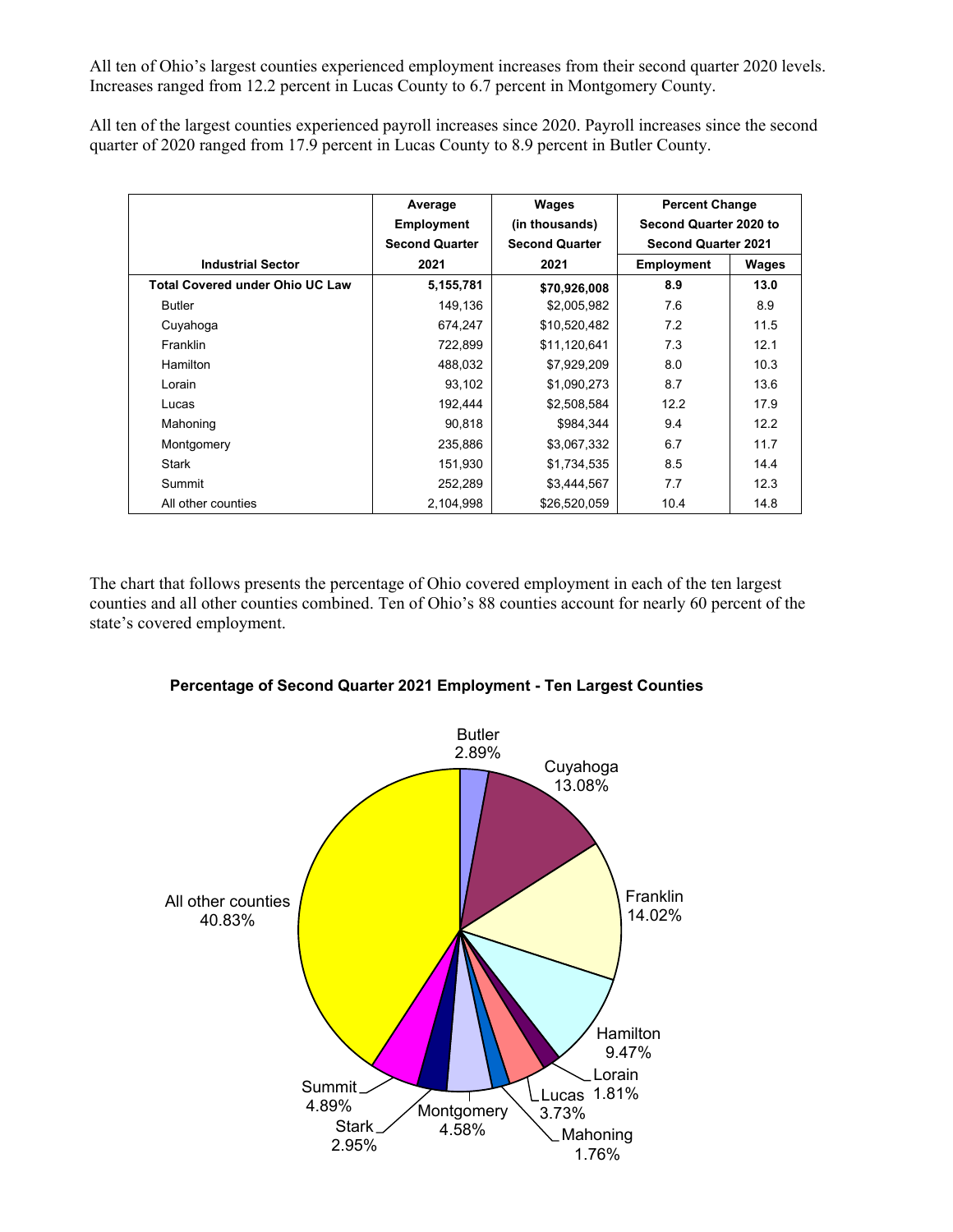All ten of Ohio's largest counties experienced employment increases from their second quarter 2020 levels. Increases ranged from 12.2 percent in Lucas County to 6.7 percent in Montgomery County.

All ten of the largest counties experienced payroll increases since 2020. Payroll increases since the second quarter of 2020 ranged from 17.9 percent in Lucas County to 8.9 percent in Butler County.

| Industrial Sector | Average Employment Second Quarter 2021 | Wages (in thousands) Second Quarter 2021 | Percent Change Second Quarter 2020 to Second Quarter 2021 | |
|---|---|---|---|---|
| | | | Employment | Wages |
| **Total Covered under Ohio UC Law** | **5,155,781** | **$70,926,008** | **8.9** | **13.0** |
| Butler | 149,136 | $2,005,982 | 7.6 | 8.9 |
| Cuyahoga | 674,247 | $10,520,482 | 7.2 | 11.5 |
| Franklin | 722,899 | $11,120,641 | 7.3 | 12.1 |
| Hamilton | 488,032 | $7,929,209 | 8.0 | 10.3 |
| Lorain | 93,102 | $1,090,273 | 8.7 | 13.6 |
| Lucas | 192,444 | $2,508,584 | 12.2 | 17.9 |
| Mahoning | 90,818 | $984,344 | 9.4 | 12.2 |
| Montgomery | 235,886 | $3,067,332 | 6.7 | 11.7 |
| Stark | 151,930 | $1,734,535 | 8.5 | 14.4 |
| Summit | 252,289 | $3,444,567 | 7.7 | 12.3 |
| All other counties | 2,104,998 | $26,520,059 | 10.4 | 14.8 |

The chart that follows presents the percentage of Ohio covered employment in each of the ten largest counties and all other counties combined. Ten of Ohio's 88 counties account for nearly 60 percent of the state's covered employment.

**Percentage of Second Quarter 2021 Employment - Ten Largest Counties**

Butler 2.89%
Cuyahoga 13.08%
Franklin 14.02%
Hamilton 9.47%
Lorain 1.81%
Lucas 3.73%
Mahoning 1.76%
Montgomery 4.58%
Stark 2.95%
Summit 4.89%
All other counties 40.83%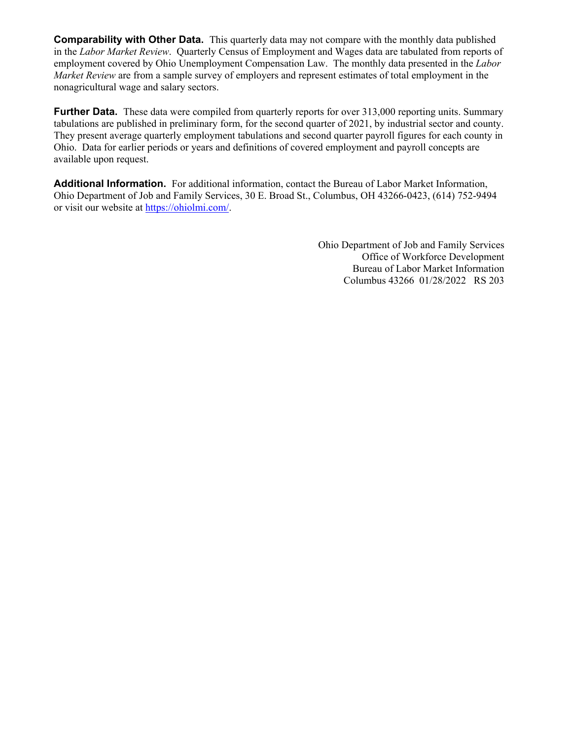**Comparability with Other Data.** This quarterly data may not compare with the monthly data published in the *Labor Market Review*. Quarterly Census of Employment and Wages data are tabulated from reports of employment covered by Ohio Unemployment Compensation Law. The monthly data presented in the *Labor Market Review* are from a sample survey of employers and represent estimates of total employment in the nonagricultural wage and salary sectors.

**Further Data.** These data were compiled from quarterly reports for over 313,000 reporting units. Summary tabulations are published in preliminary form, for the second quarter of 2021, by industrial sector and county. They present average quarterly employment tabulations and second quarter payroll figures for each county in Ohio. Data for earlier periods or years and definitions of covered employment and payroll concepts are available upon request.

**Additional Information.** For additional information, contact the Bureau of Labor Market Information, Ohio Department of Job and Family Services, 30 E. Broad St., Columbus, OH 43266-0423, (614) 752-9494 or visit our website at https://ohiolmi.com/.

Ohio Department of Job and Family Services
Office of Workforce Development
Bureau of Labor Market Information
Columbus 43266 01/28/2022 RS 203